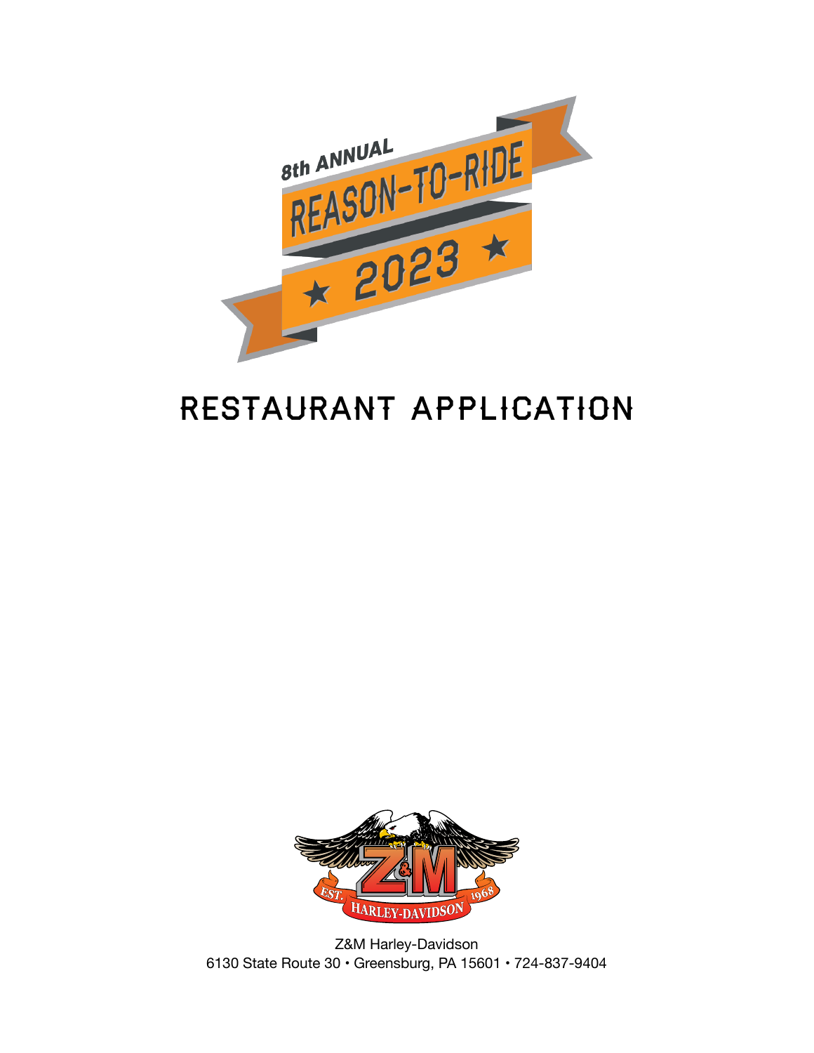8th ANNUAL

# REASON-TO-RIDE

★ 2023 ★

# RESTAURANT APPLICATION

EST. 1968
Z&M
HARLEY-DAVIDSON

Z&M Harley-Davidson
6130 State Route 30 • Greensburg, PA 15601 • 724-837-9404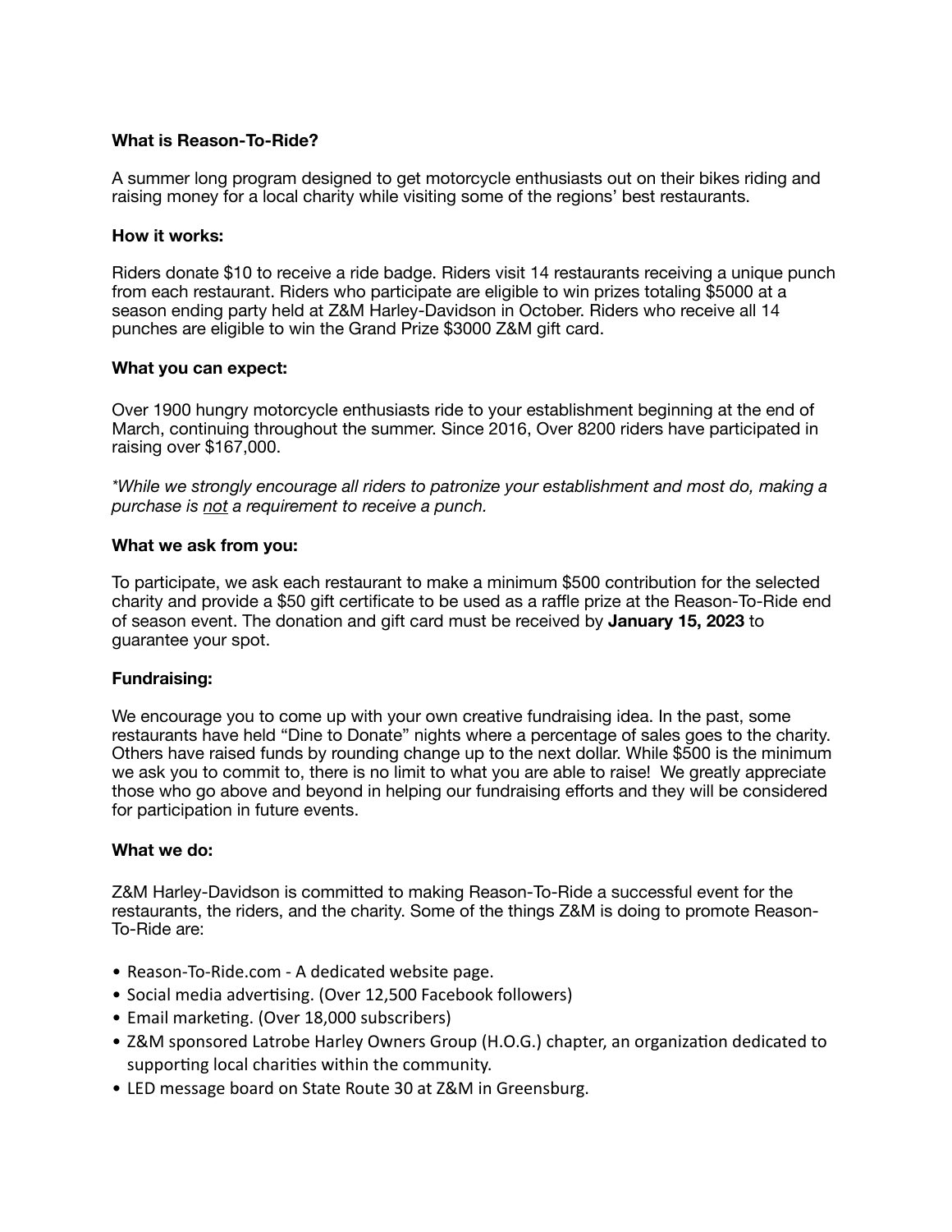**What is Reason-To-Ride?**

A summer long program designed to get motorcycle enthusiasts out on their bikes riding and raising money for a local charity while visiting some of the regions' best restaurants.

**How it works:**

Riders donate $10 to receive a ride badge. Riders visit 14 restaurants receiving a unique punch from each restaurant. Riders who participate are eligible to win prizes totaling $5000 at a season ending party held at Z&M Harley-Davidson in October. Riders who receive all 14 punches are eligible to win the Grand Prize $3000 Z&M gift card.

**What you can expect:**

Over 1900 hungry motorcycle enthusiasts ride to your establishment beginning at the end of March, continuing throughout the summer. Since 2016, Over 8200 riders have participated in raising over $167,000.

*\*While we strongly encourage all riders to patronize your establishment and most do, making a purchase is <u>not</u> a requirement to receive a punch.*

**What we ask from you:**

To participate, we ask each restaurant to make a minimum $500 contribution for the selected charity and provide a $50 gift certificate to be used as a raffle prize at the Reason-To-Ride end of season event. The donation and gift card must be received by **January 15, 2023** to guarantee your spot.

**Fundraising:**

We encourage you to come up with your own creative fundraising idea. In the past, some restaurants have held "Dine to Donate" nights where a percentage of sales goes to the charity. Others have raised funds by rounding change up to the next dollar. While $500 is the minimum we ask you to commit to, there is no limit to what you are able to raise! We greatly appreciate those who go above and beyond in helping our fundraising efforts and they will be considered for participation in future events.

**What we do:**

Z&M Harley-Davidson is committed to making Reason-To-Ride a successful event for the restaurants, the riders, and the charity. Some of the things Z&M is doing to promote Reason-To-Ride are:

- Reason-To-Ride.com - A dedicated website page.
- Social media advertising. (Over 12,500 Facebook followers)
- Email marketing. (Over 18,000 subscribers)
- Z&M sponsored Latrobe Harley Owners Group (H.O.G.) chapter, an organization dedicated to supporting local charities within the community.
- LED message board on State Route 30 at Z&M in Greensburg.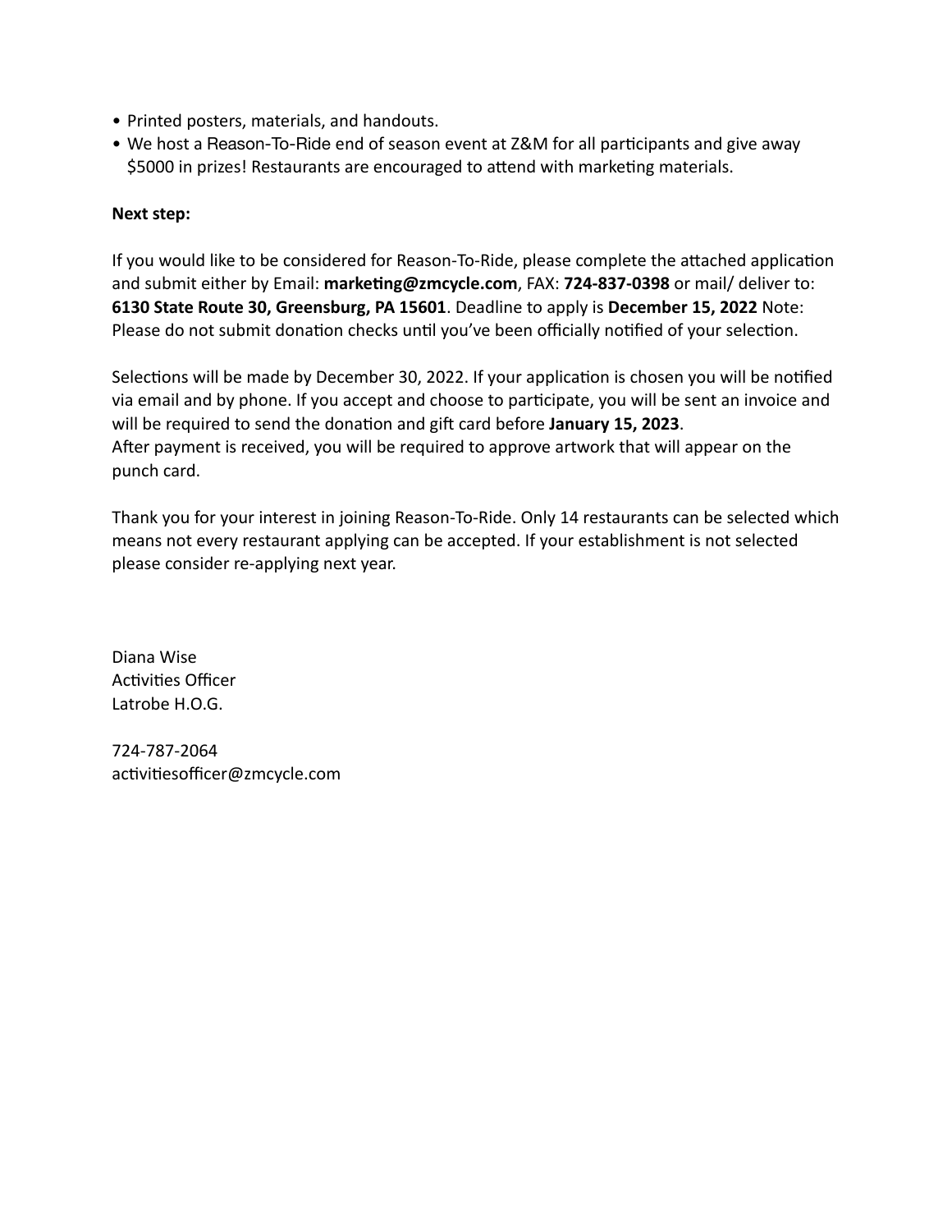- Printed posters, materials, and handouts.
- We host a Reason-To-Ride end of season event at Z&M for all participants and give away $5000 in prizes! Restaurants are encouraged to attend with marketing materials.

**Next step:**

If you would like to be considered for Reason-To-Ride, please complete the attached application and submit either by Email: **marketing@zmcycle.com**, FAX: **724-837-0398** or mail/ deliver to: **6130 State Route 30, Greensburg, PA 15601**. Deadline to apply is **December 15, 2022** Note: Please do not submit donation checks until you've been officially notified of your selection.

Selections will be made by December 30, 2022. If your application is chosen you will be notified via email and by phone. If you accept and choose to participate, you will be sent an invoice and will be required to send the donation and gift card before **January 15, 2023**.
After payment is received, you will be required to approve artwork that will appear on the punch card.

Thank you for your interest in joining Reason-To-Ride. Only 14 restaurants can be selected which means not every restaurant applying can be accepted. If your establishment is not selected please consider re-applying next year.

Diana Wise
Activities Officer
Latrobe H.O.G.

724-787-2064
activitiesofficer@zmcycle.com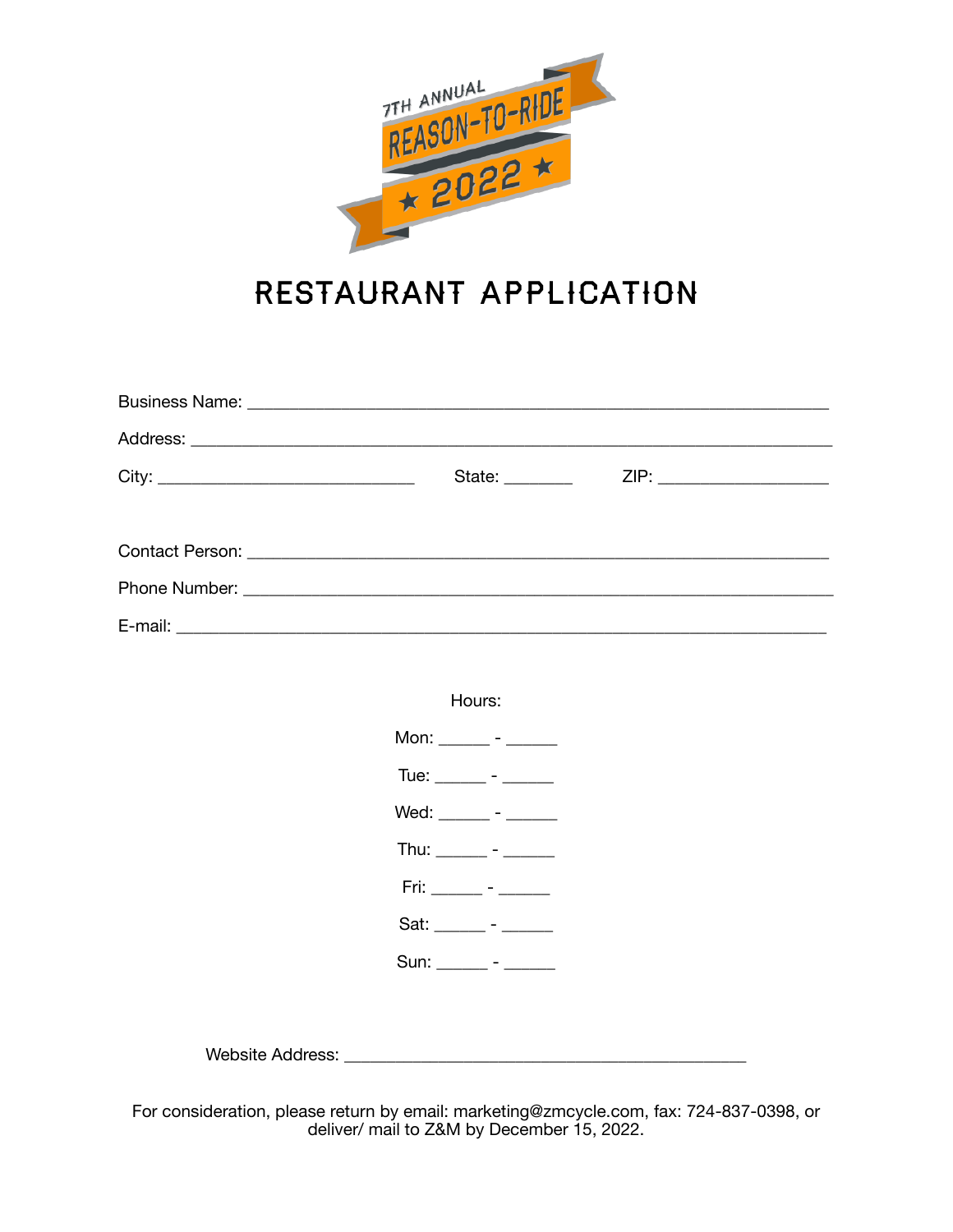7TH ANNUAL

REASON-TO-RIDE

★ 2022 ★

# RESTAURANT APPLICATION

Business Name: ______________________________________________________________

Address: ___________________________________________________________________

City: ____________________________ State: _______ ZIP: __________________

Contact Person: ______________________________________________________________

Phone Number: _______________________________________________________________

E-mail: _____________________________________________________________________

Hours:

Mon: _____ - _____

Tue: _____ - _____

Wed: _____ - _____

Thu: _____ - _____

Fri: _____ - _____

Sat: _____ - _____

Sun: _____ - _____

Website Address: ____________________________________________

For consideration, please return by email: marketing@zmcycle.com, fax: 724-837-0398, or deliver/ mail to Z&M by December 15, 2022.